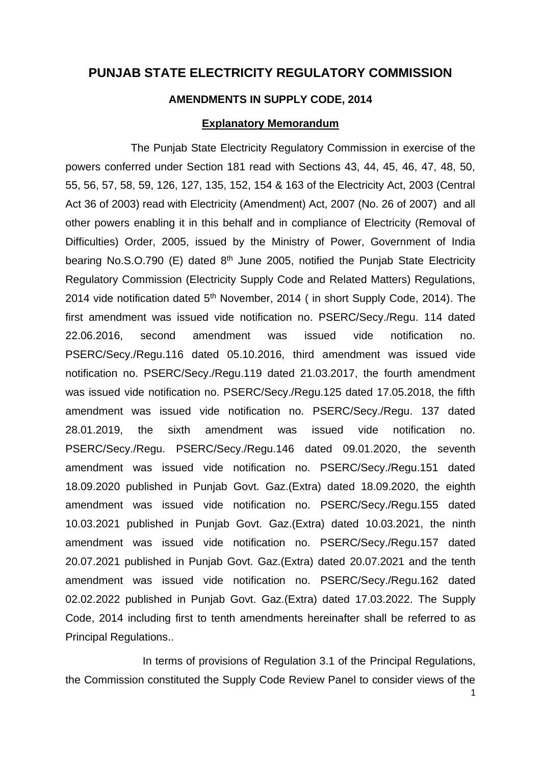# PUNJAB STATE ELECTRICITY REGULATORY COMMISSION

## AMENDMENTS IN SUPPLY CODE, 2014

### Explanatory Memorandum

The Punjab State Electricity Regulatory Commission in exercise of the powers conferred under Section 181 read with Sections 43, 44, 45, 46, 47, 48, 50, 55, 56, 57, 58, 59, 126, 127, 135, 152, 154 & 163 of the Electricity Act, 2003 (Central Act 36 of 2003) read with Electricity (Amendment) Act, 2007 (No. 26 of 2007) and all other powers enabling it in this behalf and in compliance of Electricity (Removal of Difficulties) Order, 2005, issued by the Ministry of Power, Government of India bearing No.S.O.790 (E) dated 8th June 2005, notified the Punjab State Electricity Regulatory Commission (Electricity Supply Code and Related Matters) Regulations, 2014 vide notification dated 5th November, 2014 ( in short Supply Code, 2014). The first amendment was issued vide notification no. PSERC/Secy./Regu. 114 dated 22.06.2016, second amendment was issued vide notification no. PSERC/Secy./Regu.116 dated 05.10.2016, third amendment was issued vide notification no. PSERC/Secy./Regu.119 dated 21.03.2017, the fourth amendment was issued vide notification no. PSERC/Secy./Regu.125 dated 17.05.2018, the fifth amendment was issued vide notification no. PSERC/Secy./Regu. 137 dated 28.01.2019, the sixth amendment was issued vide notification no. PSERC/Secy./Regu. PSERC/Secy./Regu.146 dated 09.01.2020, the seventh amendment was issued vide notification no. PSERC/Secy./Regu.151 dated 18.09.2020 published in Punjab Govt. Gaz.(Extra) dated 18.09.2020, the eighth amendment was issued vide notification no. PSERC/Secy./Regu.155 dated 10.03.2021 published in Punjab Govt. Gaz.(Extra) dated 10.03.2021, the ninth amendment was issued vide notification no. PSERC/Secy./Regu.157 dated 20.07.2021 published in Punjab Govt. Gaz.(Extra) dated 20.07.2021 and the tenth amendment was issued vide notification no. PSERC/Secy./Regu.162 dated 02.02.2022 published in Punjab Govt. Gaz.(Extra) dated 17.03.2022. The Supply Code, 2014 including first to tenth amendments hereinafter shall be referred to as Principal Regulations..

In terms of provisions of Regulation 3.1 of the Principal Regulations, the Commission constituted the Supply Code Review Panel to consider views of the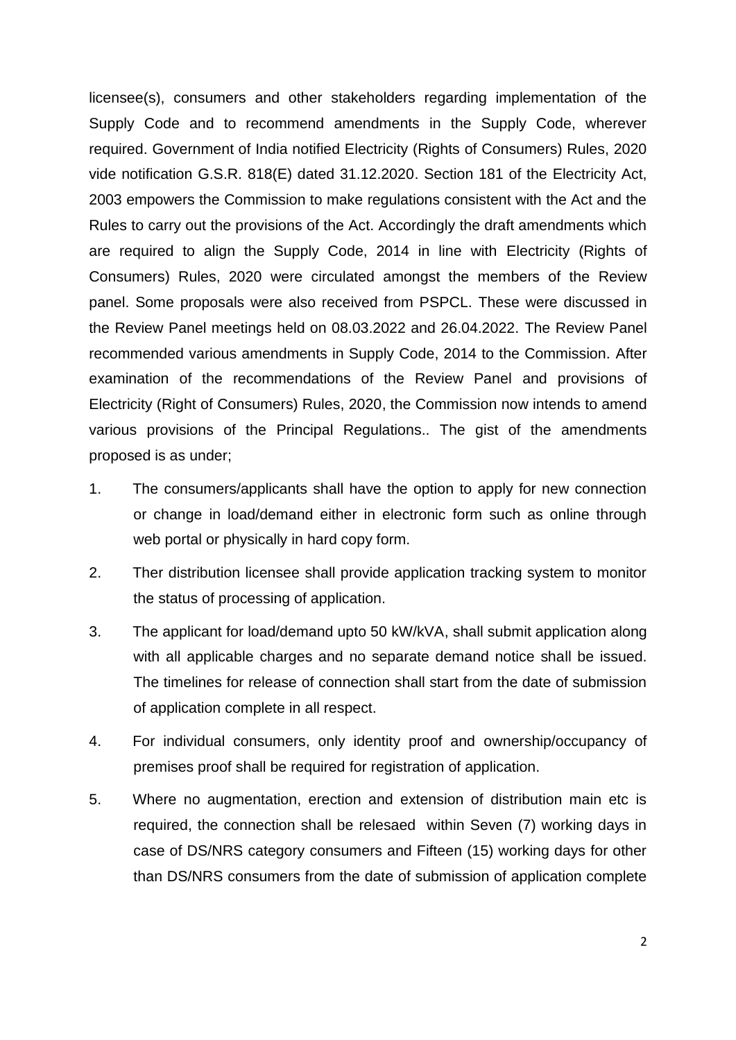licensee(s), consumers and other stakeholders regarding implementation of the Supply Code and to recommend amendments in the Supply Code, wherever required. Government of India notified Electricity (Rights of Consumers) Rules, 2020 vide notification G.S.R. 818(E) dated 31.12.2020. Section 181 of the Electricity Act, 2003 empowers the Commission to make regulations consistent with the Act and the Rules to carry out the provisions of the Act. Accordingly the draft amendments which are required to align the Supply Code, 2014 in line with Electricity (Rights of Consumers) Rules, 2020 were circulated amongst the members of the Review panel. Some proposals were also received from PSPCL. These were discussed in the Review Panel meetings held on 08.03.2022 and 26.04.2022. The Review Panel recommended various amendments in Supply Code, 2014 to the Commission. After examination of the recommendations of the Review Panel and provisions of Electricity (Right of Consumers) Rules, 2020, the Commission now intends to amend various provisions of the Principal Regulations.. The gist of the amendments proposed is as under;

1. The consumers/applicants shall have the option to apply for new connection or change in load/demand either in electronic form such as online through web portal or physically in hard copy form.

2. Ther distribution licensee shall provide application tracking system to monitor the status of processing of application.

3. The applicant for load/demand upto 50 kW/kVA, shall submit application along with all applicable charges and no separate demand notice shall be issued. The timelines for release of connection shall start from the date of submission of application complete in all respect.

4. For individual consumers, only identity proof and ownership/occupancy of premises proof shall be required for registration of application.

5. Where no augmentation, erection and extension of distribution main etc is required, the connection shall be relesaed within Seven (7) working days in case of DS/NRS category consumers and Fifteen (15) working days for other than DS/NRS consumers from the date of submission of application complete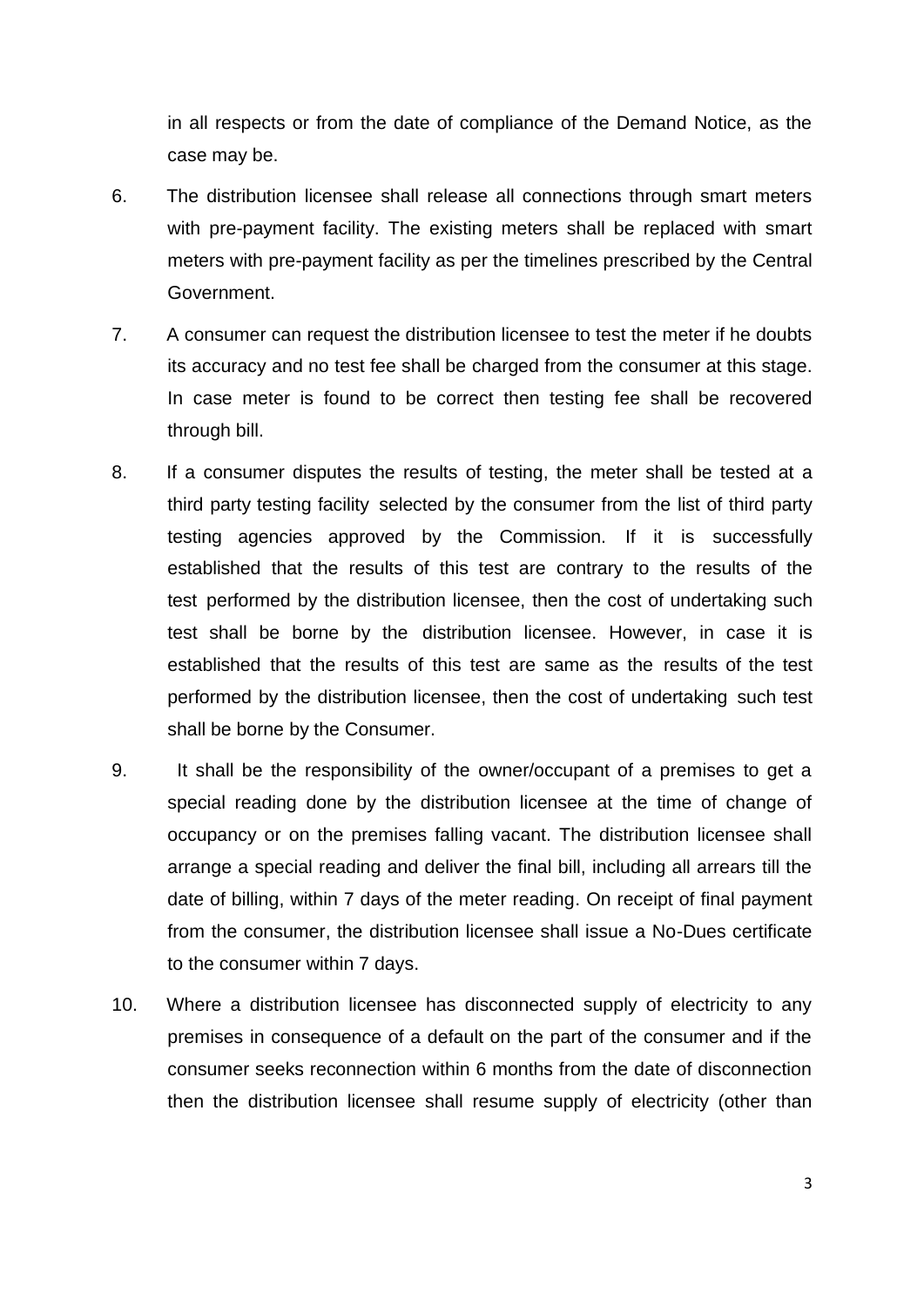in all respects or from the date of compliance of the Demand Notice, as the case may be.

6. The distribution licensee shall release all connections through smart meters with pre-payment facility. The existing meters shall be replaced with smart meters with pre-payment facility as per the timelines prescribed by the Central Government.

7. A consumer can request the distribution licensee to test the meter if he doubts its accuracy and no test fee shall be charged from the consumer at this stage. In case meter is found to be correct then testing fee shall be recovered through bill.

8. If a consumer disputes the results of testing, the meter shall be tested at a third party testing facility selected by the consumer from the list of third party testing agencies approved by the Commission. If it is successfully established that the results of this test are contrary to the results of the test performed by the distribution licensee, then the cost of undertaking such test shall be borne by the distribution licensee. However, in case it is established that the results of this test are same as the results of the test performed by the distribution licensee, then the cost of undertaking such test shall be borne by the Consumer.

9. It shall be the responsibility of the owner/occupant of a premises to get a special reading done by the distribution licensee at the time of change of occupancy or on the premises falling vacant. The distribution licensee shall arrange a special reading and deliver the final bill, including all arrears till the date of billing, within 7 days of the meter reading. On receipt of final payment from the consumer, the distribution licensee shall issue a No-Dues certificate to the consumer within 7 days.

10. Where a distribution licensee has disconnected supply of electricity to any premises in consequence of a default on the part of the consumer and if the consumer seeks reconnection within 6 months from the date of disconnection then the distribution licensee shall resume supply of electricity (other than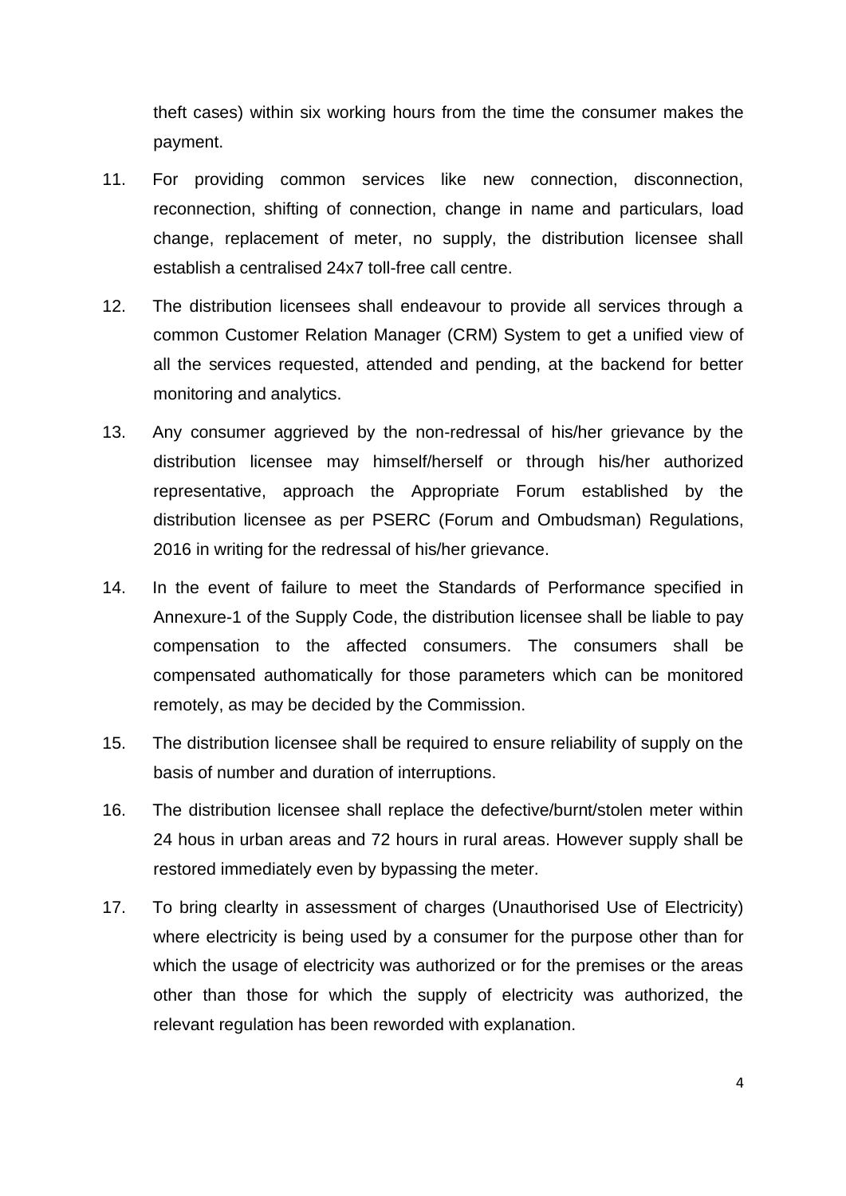theft cases) within six working hours from the time the consumer makes the payment.

11. For providing common services like new connection, disconnection, reconnection, shifting of connection, change in name and particulars, load change, replacement of meter, no supply, the distribution licensee shall establish a centralised 24x7 toll-free call centre.

12. The distribution licensees shall endeavour to provide all services through a common Customer Relation Manager (CRM) System to get a unified view of all the services requested, attended and pending, at the backend for better monitoring and analytics.

13. Any consumer aggrieved by the non-redressal of his/her grievance by the distribution licensee may himself/herself or through his/her authorized representative, approach the Appropriate Forum established by the distribution licensee as per PSERC (Forum and Ombudsman) Regulations, 2016 in writing for the redressal of his/her grievance.

14. In the event of failure to meet the Standards of Performance specified in Annexure-1 of the Supply Code, the distribution licensee shall be liable to pay compensation to the affected consumers. The consumers shall be compensated authomatically for those parameters which can be monitored remotely, as may be decided by the Commission.

15. The distribution licensee shall be required to ensure reliability of supply on the basis of number and duration of interruptions.

16. The distribution licensee shall replace the defective/burnt/stolen meter within 24 hous in urban areas and 72 hours in rural areas. However supply shall be restored immediately even by bypassing the meter.

17. To bring clearlty in assessment of charges (Unauthorised Use of Electricity) where electricity is being used by a consumer for the purpose other than for which the usage of electricity was authorized or for the premises or the areas other than those for which the supply of electricity was authorized, the relevant regulation has been reworded with explanation.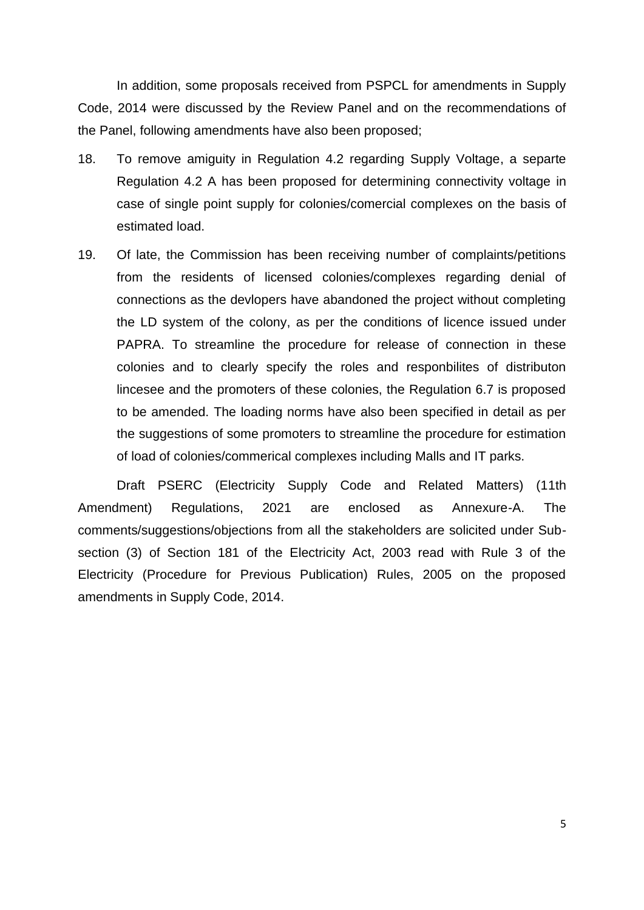In addition, some proposals received from PSPCL for amendments in Supply Code, 2014 were discussed by the Review Panel and on the recommendations of the Panel, following amendments have also been proposed;

18. To remove amiguity in Regulation 4.2 regarding Supply Voltage, a separte Regulation 4.2 A has been proposed for determining connectivity voltage in case of single point supply for colonies/comercial complexes on the basis of estimated load.

19. Of late, the Commission has been receiving number of complaints/petitions from the residents of licensed colonies/complexes regarding denial of connections as the devlopers have abandoned the project without completing the LD system of the colony, as per the conditions of licence issued under PAPRA. To streamline the procedure for release of connection in these colonies and to clearly specify the roles and responbilites of distributon lincesee and the promoters of these colonies, the Regulation 6.7 is proposed to be amended. The loading norms have also been specified in detail as per the suggestions of some promoters to streamline the procedure for estimation of load of colonies/commerical complexes including Malls and IT parks.

Draft PSERC (Electricity Supply Code and Related Matters) (11th Amendment) Regulations, 2021 are enclosed as Annexure-A. The comments/suggestions/objections from all the stakeholders are solicited under Sub-section (3) of Section 181 of the Electricity Act, 2003 read with Rule 3 of the Electricity (Procedure for Previous Publication) Rules, 2005 on the proposed amendments in Supply Code, 2014.